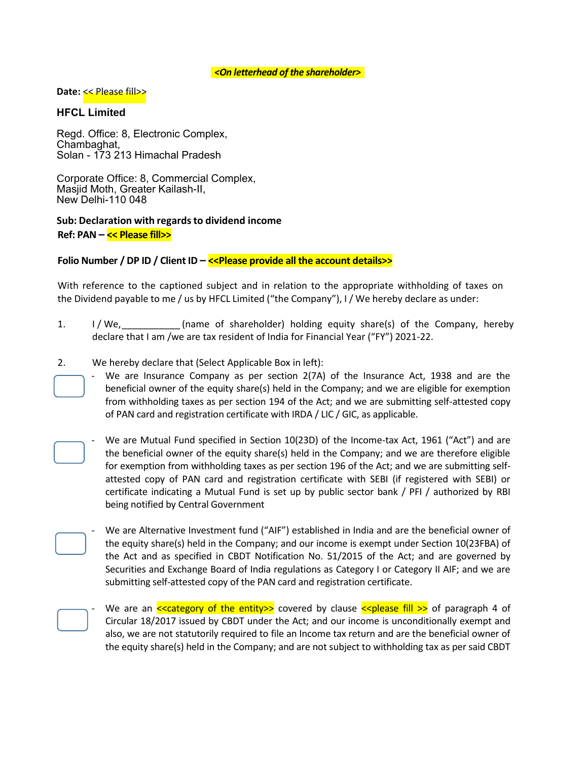*<On letterhead of the shareholder>*

**Date:** << Please fill>>

**HFCL Limited**

Regd. Office: 8, Electronic Complex,
Chambaghat,
Solan - 173 213 Himachal Pradesh

Corporate Office: 8, Commercial Complex,
Masjid Moth, Greater Kailash-II,
New Delhi-110 048

**Sub: Declaration with regards to dividend income**
**Ref: PAN – << Please fill>>**

**Folio Number / DP ID / Client ID – <<Please provide all the account details>>**

With reference to the captioned subject and in relation to the appropriate withholding of taxes on the Dividend payable to me / us by HFCL Limited ("the Company"), I / We hereby declare as under:

1. I / We,___________ (name of shareholder) holding equity share(s) of the Company, hereby declare that I am /we are tax resident of India for Financial Year ("FY") 2021-22.

2. We hereby declare that (Select Applicable Box in left):

   ☐ - We are Insurance Company as per section 2(7A) of the Insurance Act, 1938 and are the beneficial owner of the equity share(s) held in the Company; and we are eligible for exemption from withholding taxes as per section 194 of the Act; and we are submitting self-attested copy of PAN card and registration certificate with IRDA / LIC / GIC, as applicable.

   ☐ - We are Mutual Fund specified in Section 10(23D) of the Income-tax Act, 1961 ("Act") and are the beneficial owner of the equity share(s) held in the Company; and we are therefore eligible for exemption from withholding taxes as per section 196 of the Act; and we are submitting self-attested copy of PAN card and registration certificate with SEBI (if registered with SEBI) or certificate indicating a Mutual Fund is set up by public sector bank / PFI / authorized by RBI being notified by Central Government

   ☐ - We are Alternative Investment fund ("AIF") established in India and are the beneficial owner of the equity share(s) held in the Company; and our income is exempt under Section 10(23FBA) of the Act and as specified in CBDT Notification No. 51/2015 of the Act; and are governed by Securities and Exchange Board of India regulations as Category I or Category II AIF; and we are submitting self-attested copy of the PAN card and registration certificate.

   ☐ - We are an <<category of the entity>> covered by clause <<please fill >> of paragraph 4 of Circular 18/2017 issued by CBDT under the Act; and our income is unconditionally exempt and also, we are not statutorily required to file an Income tax return and are the beneficial owner of the equity share(s) held in the Company; and are not subject to withholding tax as per said CBDT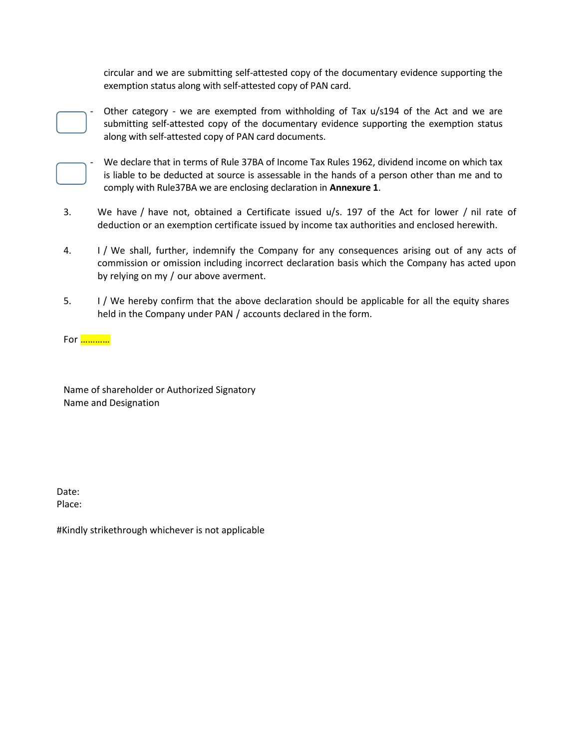circular and we are submitting self-attested copy of the documentary evidence supporting the exemption status along with self-attested copy of PAN card.

☐ - Other category - we are exempted from withholding of Tax u/s194 of the Act and we are submitting self-attested copy of the documentary evidence supporting the exemption status along with self-attested copy of PAN card documents.

☐ - We declare that in terms of Rule 37BA of Income Tax Rules 1962, dividend income on which tax is liable to be deducted at source is assessable in the hands of a person other than me and to comply with Rule37BA we are enclosing declaration in **Annexure 1**.

3. We have / have not, obtained a Certificate issued u/s. 197 of the Act for lower / nil rate of deduction or an exemption certificate issued by income tax authorities and enclosed herewith.

4. I / We shall, further, indemnify the Company for any consequences arising out of any acts of commission or omission including incorrect declaration basis which the Company has acted upon by relying on my / our above averment.

5. I / We hereby confirm that the above declaration should be applicable for all the equity shares held in the Company under PAN / accounts declared in the form.

For …………

Name of shareholder or Authorized Signatory
Name and Designation

Date:
Place:

#Kindly strikethrough whichever is not applicable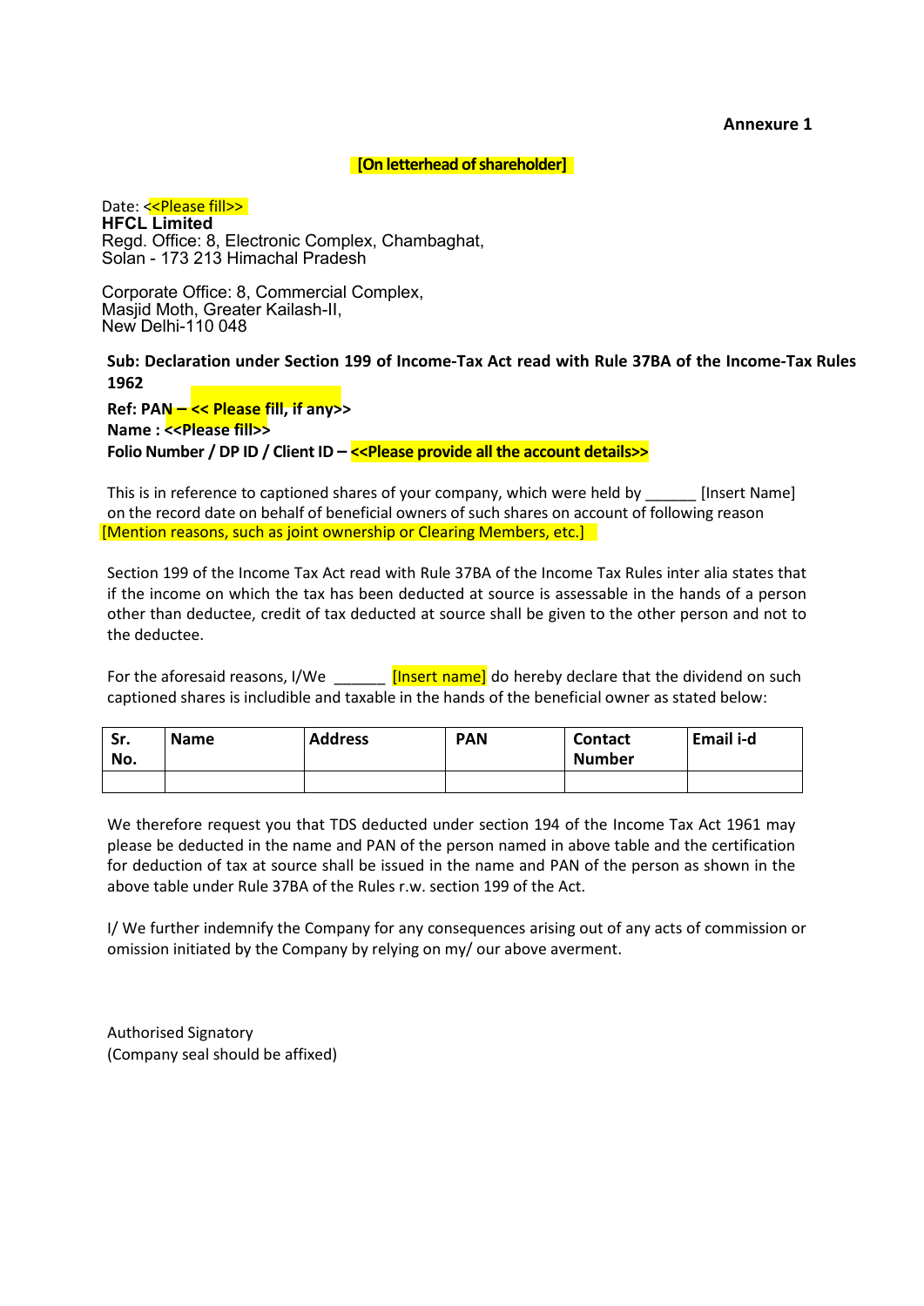**Annexure 1**

**[On letterhead of shareholder]**

Date: <<Please fill>>
**HFCL Limited**
Regd. Office: 8, Electronic Complex, Chambaghat,
Solan - 173 213 Himachal Pradesh

Corporate Office: 8, Commercial Complex,
Masjid Moth, Greater Kailash-II,
New Delhi-110 048

**Sub: Declaration under Section 199 of Income-Tax Act read with Rule 37BA of the Income-Tax Rules 1962**

**Ref: PAN – << Please fill, if any>>**
**Name : <<Please fill>>**
**Folio Number / DP ID / Client ID – <<Please provide all the account details>>**

This is in reference to captioned shares of your company, which were held by ______ [Insert Name] on the record date on behalf of beneficial owners of such shares on account of following reason [Mention reasons, such as joint ownership or Clearing Members, etc.]

Section 199 of the Income Tax Act read with Rule 37BA of the Income Tax Rules inter alia states that if the income on which the tax has been deducted at source is assessable in the hands of a person other than deductee, credit of tax deducted at source shall be given to the other person and not to the deductee.

For the aforesaid reasons, I/We ______ [Insert name] do hereby declare that the dividend on such captioned shares is includible and taxable in the hands of the beneficial owner as stated below:

| Sr. No. | Name | Address | PAN | Contact Number | Email i-d |
|---|---|---|---|---|---|
| | | | | | |

We therefore request you that TDS deducted under section 194 of the Income Tax Act 1961 may please be deducted in the name and PAN of the person named in above table and the certification for deduction of tax at source shall be issued in the name and PAN of the person as shown in the above table under Rule 37BA of the Rules r.w. section 199 of the Act.

I/ We further indemnify the Company for any consequences arising out of any acts of commission or omission initiated by the Company by relying on my/ our above averment.

Authorised Signatory
(Company seal should be affixed)